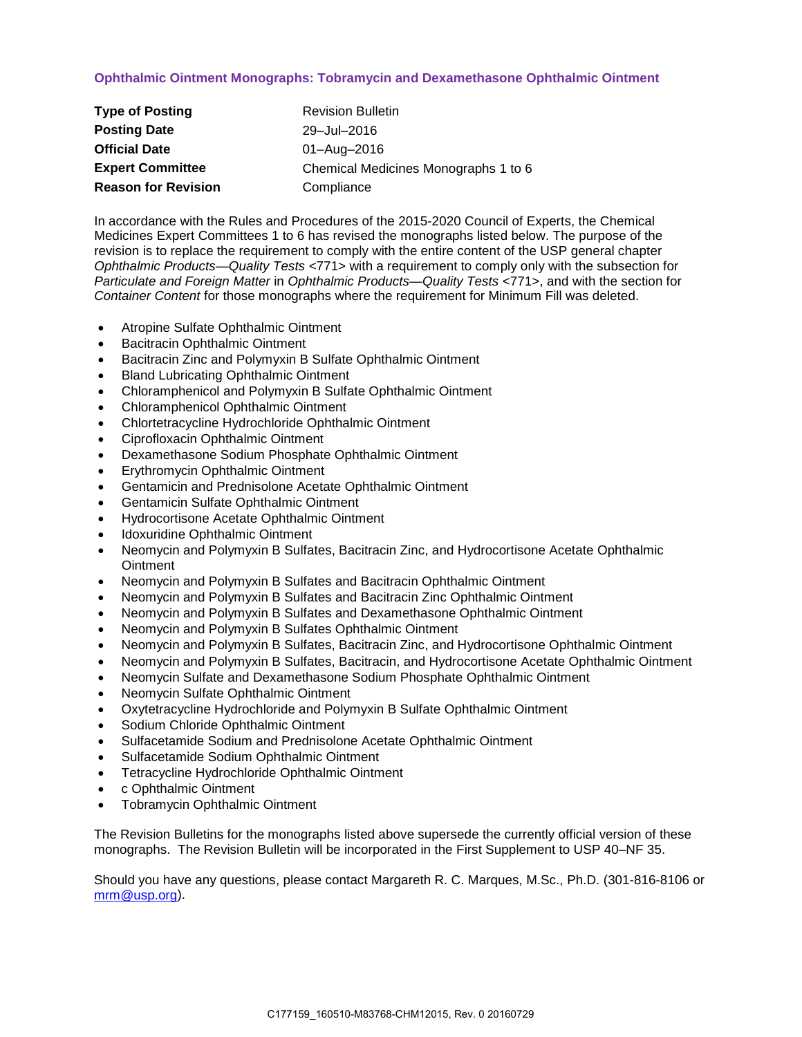## Ophthalmic Ointment Monographs: Tobramycin and Dexamethasone Ophthalmic Ointment

| | |
|---|---|
| **Type of Posting** | Revision Bulletin |
| **Posting Date** | 29–Jul–2016 |
| **Official Date** | 01–Aug–2016 |
| **Expert Committee** | Chemical Medicines Monographs 1 to 6 |
| **Reason for Revision** | Compliance |

In accordance with the Rules and Procedures of the 2015-2020 Council of Experts, the Chemical Medicines Expert Committees 1 to 6 has revised the monographs listed below. The purpose of the revision is to replace the requirement to comply with the entire content of the USP general chapter *Ophthalmic Products—Quality Tests* <771> with a requirement to comply only with the subsection for *Particulate and Foreign Matter* in *Ophthalmic Products—Quality Tests* <771>, and with the section for *Container Content* for those monographs where the requirement for Minimum Fill was deleted.

- Atropine Sulfate Ophthalmic Ointment
- Bacitracin Ophthalmic Ointment
- Bacitracin Zinc and Polymyxin B Sulfate Ophthalmic Ointment
- Bland Lubricating Ophthalmic Ointment
- Chloramphenicol and Polymyxin B Sulfate Ophthalmic Ointment
- Chloramphenicol Ophthalmic Ointment
- Chlortetracycline Hydrochloride Ophthalmic Ointment
- Ciprofloxacin Ophthalmic Ointment
- Dexamethasone Sodium Phosphate Ophthalmic Ointment
- Erythromycin Ophthalmic Ointment
- Gentamicin and Prednisolone Acetate Ophthalmic Ointment
- Gentamicin Sulfate Ophthalmic Ointment
- Hydrocortisone Acetate Ophthalmic Ointment
- Idoxuridine Ophthalmic Ointment
- Neomycin and Polymyxin B Sulfates, Bacitracin Zinc, and Hydrocortisone Acetate Ophthalmic Ointment
- Neomycin and Polymyxin B Sulfates and Bacitracin Ophthalmic Ointment
- Neomycin and Polymyxin B Sulfates and Bacitracin Zinc Ophthalmic Ointment
- Neomycin and Polymyxin B Sulfates and Dexamethasone Ophthalmic Ointment
- Neomycin and Polymyxin B Sulfates Ophthalmic Ointment
- Neomycin and Polymyxin B Sulfates, Bacitracin Zinc, and Hydrocortisone Ophthalmic Ointment
- Neomycin and Polymyxin B Sulfates, Bacitracin, and Hydrocortisone Acetate Ophthalmic Ointment
- Neomycin Sulfate and Dexamethasone Sodium Phosphate Ophthalmic Ointment
- Neomycin Sulfate Ophthalmic Ointment
- Oxytetracycline Hydrochloride and Polymyxin B Sulfate Ophthalmic Ointment
- Sodium Chloride Ophthalmic Ointment
- Sulfacetamide Sodium and Prednisolone Acetate Ophthalmic Ointment
- Sulfacetamide Sodium Ophthalmic Ointment
- Tetracycline Hydrochloride Ophthalmic Ointment
- c Ophthalmic Ointment
- Tobramycin Ophthalmic Ointment

The Revision Bulletins for the monographs listed above supersede the currently official version of these monographs. The Revision Bulletin will be incorporated in the First Supplement to USP 40–NF 35.

Should you have any questions, please contact Margareth R. C. Marques, M.Sc., Ph.D. (301-816-8106 or mrm@usp.org).

C177159_160510-M83768-CHM12015, Rev. 0 20160729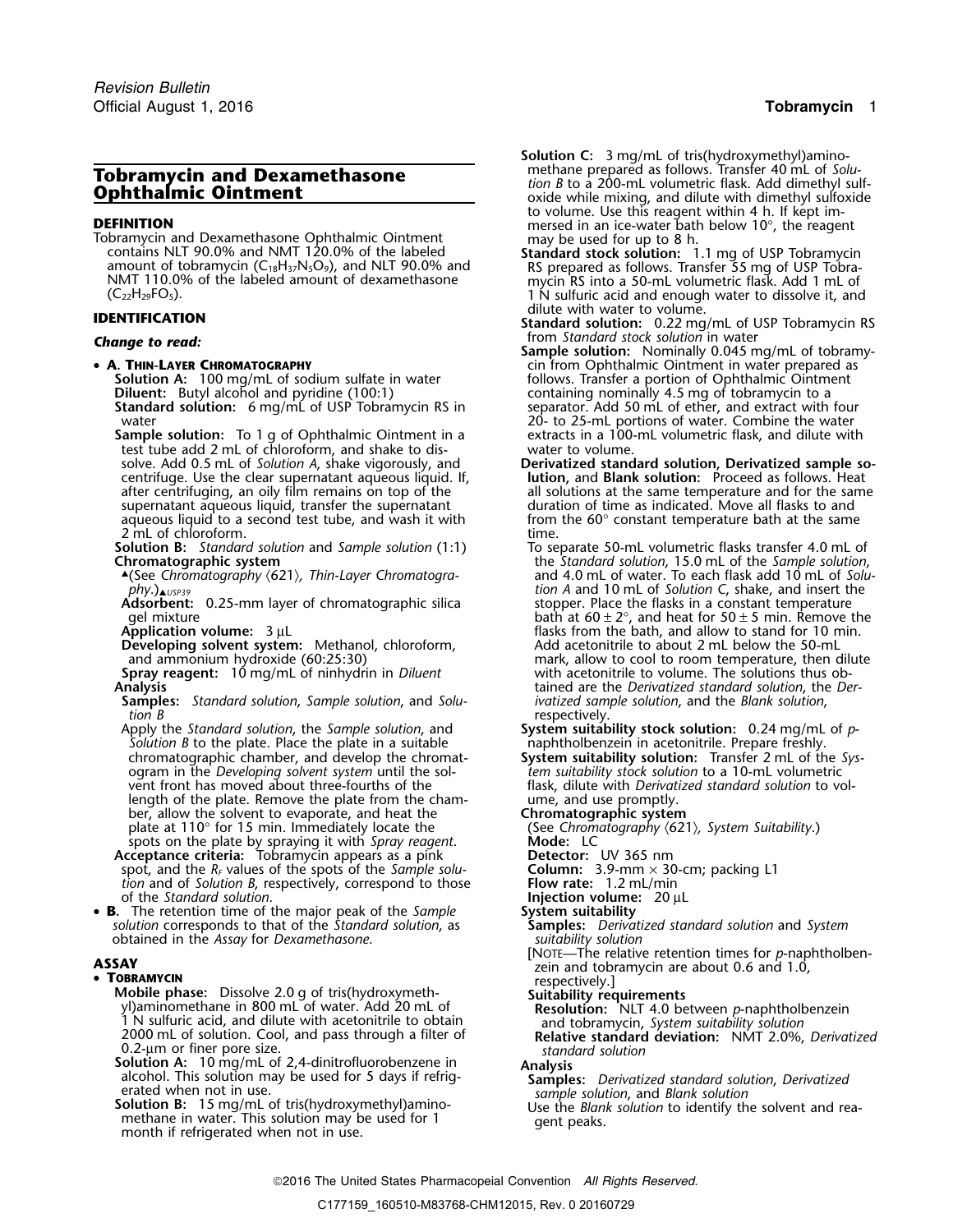# Tobramycin and Dexamethasone Ophthalmic Ointment

## DEFINITION

Tobramycin and Dexamethasone Ophthalmic Ointment contains NLT 90.0% and NMT 120.0% of the labeled amount of tobramycin ($C_{18}H_{37}N_5O_9$), and NLT 90.0% and NMT 110.0% of the labeled amount of dexamethasone ($C_{22}H_{29}FO_5$).

## IDENTIFICATION

*Change to read:*

- **A. Thin-Layer Chromatography**

  **Solution A:** 100 mg/mL of sodium sulfate in water

  **Diluent:** Butyl alcohol and pyridine (100:1)

  **Standard solution:** 6 mg/mL of USP Tobramycin RS in water

  **Sample solution:** To 1 g of Ophthalmic Ointment in a test tube add 2 mL of chloroform, and shake to dissolve. Add 0.5 mL of *Solution A*, shake vigorously, and centrifuge. Use the clear supernatant aqueous liquid. If, after centrifuging, an oily film remains on top of the supernatant aqueous liquid, transfer the supernatant aqueous liquid to a second test tube, and wash it with 2 mL of chloroform.

  **Solution B:** *Standard solution* and *Sample solution* (1:1)

  **Chromatographic system**

  ▲(See *Chromatography* ⟨621⟩, *Thin-Layer Chromatography*.)▲USP39

  **Adsorbent:** 0.25-mm layer of chromatographic silica gel mixture

  **Application volume:** 3 µL

  **Developing solvent system:** Methanol, chloroform, and ammonium hydroxide (60:25:30)

  **Spray reagent:** 10 mg/mL of ninhydrin in *Diluent*

  **Analysis**

  **Samples:** *Standard solution*, *Sample solution*, and *Solution B*

  Apply the *Standard solution*, the *Sample solution*, and *Solution B* to the plate. Place the plate in a suitable chromatographic chamber, and develop the chromatogram in the *Developing solvent system* until the solvent front has moved about three-fourths of the length of the plate. Remove the plate from the chamber, allow the solvent to evaporate, and heat the plate at 110° for 15 min. Immediately locate the spots on the plate by spraying it with *Spray reagent*.

  **Acceptance criteria:** Tobramycin appears as a pink spot, and the $R_F$ values of the spots of the *Sample solution* and of *Solution B*, respectively, correspond to those of the *Standard solution*.

- **B.** The retention time of the major peak of the *Sample solution* corresponds to that of the *Standard solution*, as obtained in the *Assay* for *Dexamethasone*.

## ASSAY

- **Tobramycin**

  **Mobile phase:** Dissolve 2.0 g of tris(hydroxymethyl)aminomethane in 800 mL of water. Add 20 mL of 1 N sulfuric acid, and dilute with acetonitrile to obtain 2000 mL of solution. Cool, and pass through a filter of 0.2-µm or finer pore size.

  **Solution A:** 10 mg/mL of 2,4-dinitrofluorobenzene in alcohol. This solution may be used for 5 days if refrigerated when not in use.

  **Solution B:** 15 mg/mL of tris(hydroxymethyl)aminomethane in water. This solution may be used for 1 month if refrigerated when not in use.

  **Solution C:** 3 mg/mL of tris(hydroxymethyl)aminomethane prepared as follows. Transfer 40 mL of *Solution B* to a 200-mL volumetric flask. Add dimethyl sulfoxide while mixing, and dilute with dimethyl sulfoxide to volume. Use this reagent within 4 h. If kept immersed in an ice-water bath below 10°, the reagent may be used for up to 8 h.

  **Standard stock solution:** 1.1 mg of USP Tobramycin RS prepared as follows. Transfer 55 mg of USP Tobramycin RS into a 50-mL volumetric flask. Add 1 mL of 1 N sulfuric acid and enough water to dissolve it, and dilute with water to volume.

  **Standard solution:** 0.22 mg/mL of USP Tobramycin RS from *Standard stock solution* in water

  **Sample solution:** Nominally 0.045 mg/mL of tobramycin from Ophthalmic Ointment in water prepared as follows. Transfer a portion of Ophthalmic Ointment containing nominally 4.5 mg of tobramycin to a separator. Add 50 mL of ether, and extract with four 20- to 25-mL portions of water. Combine the water extracts in a 100-mL volumetric flask, and dilute with water to volume.

  **Derivatized standard solution, Derivatized sample solution,** and **Blank solution:** Proceed as follows. Heat all solutions at the same temperature and for the same duration of time as indicated. Move all flasks to and from the 60° constant temperature bath at the same time.

  To separate 50-mL volumetric flasks transfer 4.0 mL of the *Standard solution*, 15.0 mL of the *Sample solution*, and 4.0 mL of water. To each flask add 10 mL of *Solution A* and 10 mL of *Solution C*, shake, and insert the stopper. Place the flasks in a constant temperature bath at 60 ± 2°, and heat for 50 ± 5 min. Remove the flasks from the bath, and allow to stand for 10 min. Add acetonitrile to about 2 mL below the 50-mL mark, allow to cool to room temperature, then dilute with acetonitrile to volume. The solutions thus obtained are the *Derivatized standard solution*, the *Derivatized sample solution*, and the *Blank solution*, respectively.

  **System suitability stock solution:** 0.24 mg/mL of *p*-naphtholbenzein in acetonitrile. Prepare freshly.

  **System suitability solution:** Transfer 2 mL of the *System suitability stock solution* to a 10-mL volumetric flask, dilute with *Derivatized standard solution* to volume, and use promptly.

  **Chromatographic system**

  (See *Chromatography* ⟨621⟩, *System Suitability*.)

  **Mode:** LC

  **Detector:** UV 365 nm

  **Column:** 3.9-mm × 30-cm; packing L1

  **Flow rate:** 1.2 mL/min

  **Injection volume:** 20 µL

  **System suitability**

  **Samples:** *Derivatized standard solution* and *System suitability solution*

  [Note—The relative retention times for *p*-naphtholbenzein and tobramycin are about 0.6 and 1.0, respectively.]

  **Suitability requirements**

  **Resolution:** NLT 4.0 between *p*-naphtholbenzein and tobramycin, *System suitability solution*

  **Relative standard deviation:** NMT 2.0%, *Derivatized standard solution*

  **Analysis**

  **Samples:** *Derivatized standard solution*, *Derivatized sample solution*, and *Blank solution*

  Use the *Blank solution* to identify the solvent and reagent peaks.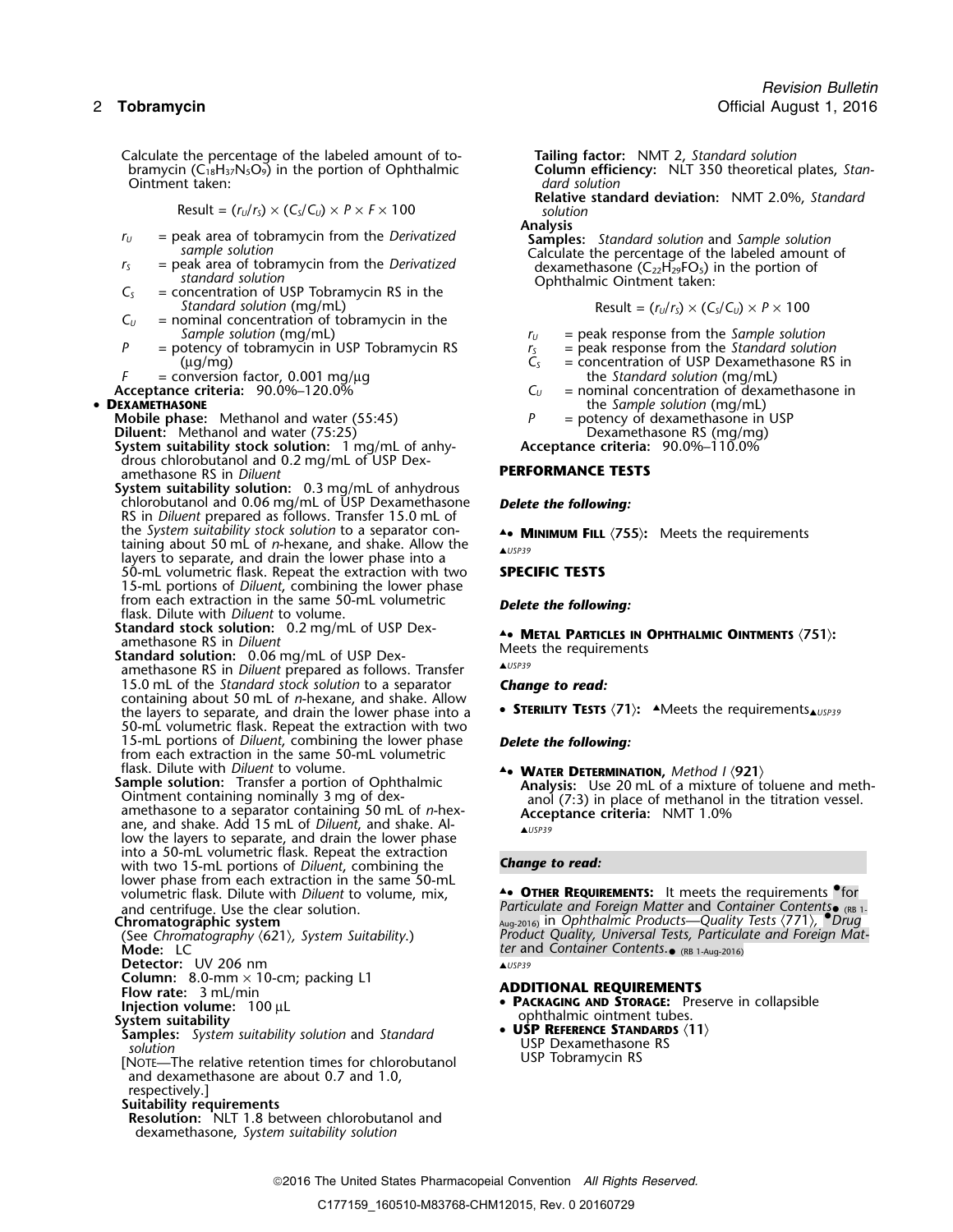Calculate the percentage of the labeled amount of tobramycin ($C_{18}H_{37}N_5O_9$) in the portion of Ophthalmic Ointment taken:

$$\text{Result} = (r_U/r_S) \times (C_S/C_U) \times P \times F \times 100$$

- $r_U$ = peak area of tobramycin from the *Derivatized sample solution*
- $r_S$ = peak area of tobramycin from the *Derivatized standard solution*
- $C_S$ = concentration of USP Tobramycin RS in the *Standard solution* (mg/mL)
- $C_U$ = nominal concentration of tobramycin in the *Sample solution* (mg/mL)
- $P$ = potency of tobramycin in USP Tobramycin RS (µg/mg)
- $F$ = conversion factor, 0.001 mg/µg

**Acceptance criteria:** 90.0%–120.0%

- **Dexamethasone**

**Mobile phase:** Methanol and water (55:45)

**Diluent:** Methanol and water (75:25)

**System suitability stock solution:** 1 mg/mL of anhydrous chlorobutanol and 0.2 mg/mL of USP Dexamethasone RS in *Diluent*

**System suitability solution:** 0.3 mg/mL of anhydrous chlorobutanol and 0.06 mg/mL of USP Dexamethasone RS in *Diluent* prepared as follows. Transfer 15.0 mL of the *System suitability stock solution* to a separator containing about 50 mL of *n*-hexane, and shake. Allow the layers to separate, and drain the lower phase into a 50-mL volumetric flask. Repeat the extraction with two 15-mL portions of *Diluent*, combining the lower phase from each extraction in the same 50-mL volumetric flask. Dilute with *Diluent* to volume.

**Standard stock solution:** 0.2 mg/mL of USP Dexamethasone RS in *Diluent*

**Standard solution:** 0.06 mg/mL of USP Dexamethasone RS in *Diluent* prepared as follows. Transfer 15.0 mL of the *Standard stock solution* to a separator containing about 50 mL of *n*-hexane, and shake. Allow the layers to separate, and drain the lower phase into a 50-mL volumetric flask. Repeat the extraction with two 15-mL portions of *Diluent*, combining the lower phase from each extraction in the same 50-mL volumetric flask. Dilute with *Diluent* to volume.

**Sample solution:** Transfer a portion of Ophthalmic Ointment containing nominally 3 mg of dexamethasone to a separator containing 50 mL of *n*-hexane, and shake. Add 15 mL of *Diluent*, and shake. Allow the layers to separate, and drain the lower phase into a 50-mL volumetric flask. Repeat the extraction with two 15-mL portions of *Diluent*, combining the lower phase from each extraction in the same 50-mL volumetric flask. Dilute with *Diluent* to volume, mix, and centrifuge. Use the clear solution.

**Chromatographic system**

(See *Chromatography* ⟨621⟩, *System Suitability*.)

**Mode:** LC

**Detector:** UV 206 nm

**Column:** 8.0-mm × 10-cm; packing L1

**Flow rate:** 3 mL/min

**Injection volume:** 100 µL

**System suitability**

**Samples:** *System suitability solution* and *Standard solution*

[Note—The relative retention times for chlorobutanol and dexamethasone are about 0.7 and 1.0, respectively.]

**Suitability requirements**

**Resolution:** NLT 1.8 between chlorobutanol and dexamethasone, *System suitability solution*

**Tailing factor:** NMT 2, *Standard solution*

**Column efficiency:** NLT 350 theoretical plates, *Standard solution*

**Relative standard deviation:** NMT 2.0%, *Standard solution*

**Analysis**

**Samples:** *Standard solution* and *Sample solution*

Calculate the percentage of the labeled amount of dexamethasone ($C_{22}H_{29}FO_5$) in the portion of Ophthalmic Ointment taken:

$$\text{Result} = (r_U/r_S) \times (C_S/C_U) \times P \times 100$$

- $r_U$ = peak response from the *Sample solution*
- $r_S$ = peak response from the *Standard solution*
- $C_S$ = concentration of USP Dexamethasone RS in the *Standard solution* (mg/mL)
- $C_U$ = nominal concentration of dexamethasone in the *Sample solution* (mg/mL)
- $P$ = potency of dexamethasone in USP Dexamethasone RS (mg/mg)

**Acceptance criteria:** 90.0%–110.0%

## PERFORMANCE TESTS

*Delete the following:*

▲• **Minimum Fill** ⟨755⟩: Meets the requirements ▲USP39

## SPECIFIC TESTS

*Delete the following:*

▲• **Metal Particles in Ophthalmic Ointments** ⟨751⟩: Meets the requirements ▲USP39

*Change to read:*

- **Sterility Tests** ⟨71⟩: ▲Meets the requirements▲USP39

*Delete the following:*

▲• **Water Determination,** *Method I* ⟨921⟩

**Analysis:** Use 20 mL of a mixture of toluene and methanol (7:3) in place of methanol in the titration vessel.

**Acceptance criteria:** NMT 1.0% ▲USP39

*Change to read:*

▲• **Other Requirements:** It meets the requirements •for *Particulate and Foreign Matter* and *Container Contents*• (RB 1-Aug-2016) in *Ophthalmic Products—Quality Tests* ⟨771⟩, •*Drug Product Quality, Universal Tests, Particulate and Foreign Matter* and *Container Contents*.• (RB 1-Aug-2016) ▲USP39

## ADDITIONAL REQUIREMENTS

- **Packaging and Storage:** Preserve in collapsible ophthalmic ointment tubes.
- **USP Reference Standards** ⟨11⟩
  - USP Dexamethasone RS
  - USP Tobramycin RS